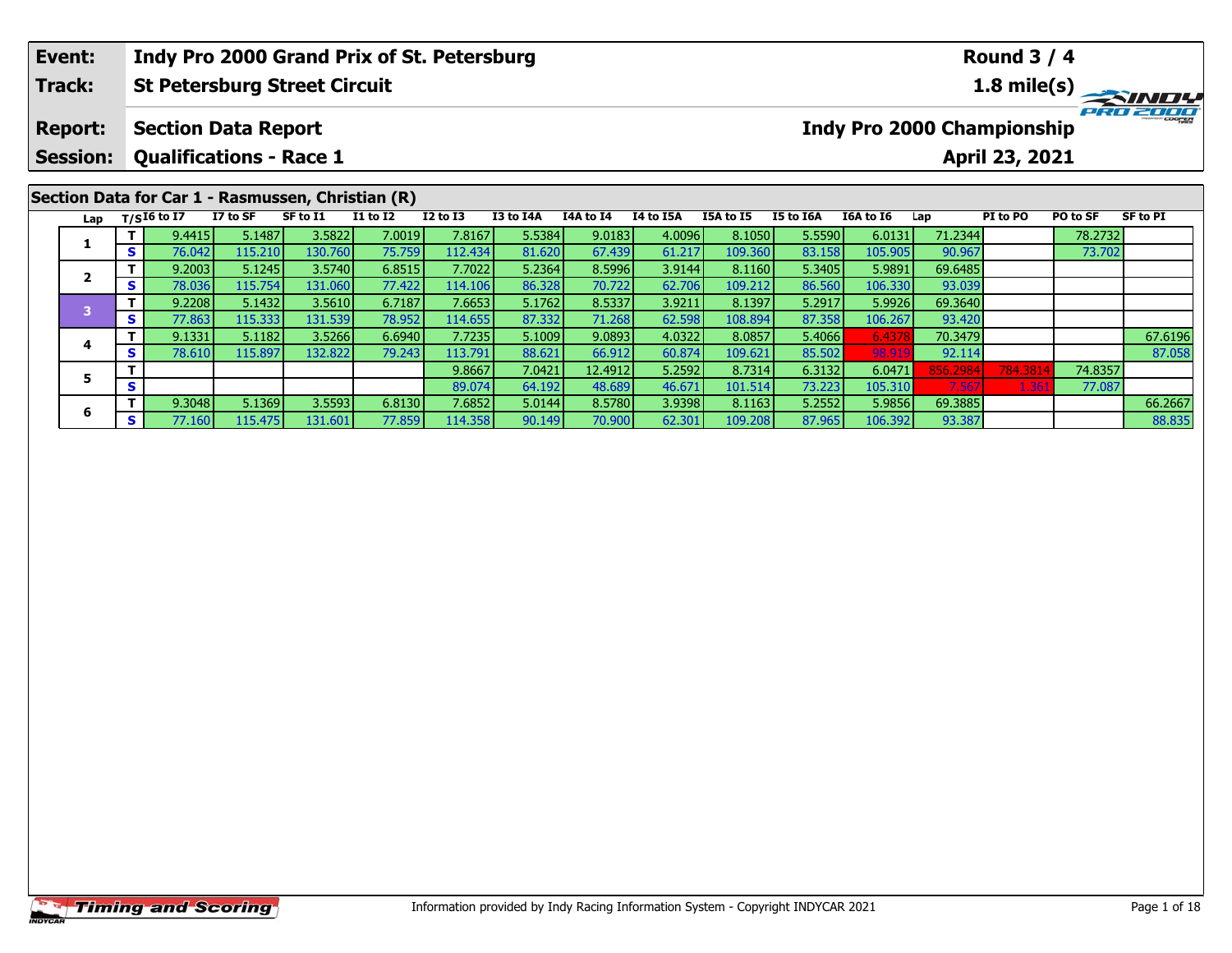| Event: | Indy Pro 2000 Grand Prix of St. Petersburg | Round 3 / 4 |
|---|---|---|
| Track: | St Petersburg Street Circuit | 1.8 mile(s) |
| Report: | Section Data Report | Indy Pro 2000 Championship |
| Session: | Qualifications - Race 1 | April 23, 2021 |

## Section Data for Car 1 - Rasmussen, Christian (R)

| Lap | T/S | I6 to I7 | I7 to SF | SF to I1 | I1 to I2 | I2 to I3 | I3 to I4A | I4A to I4 | I4 to I5A | I5A to I5 | I5 to I6A | I6A to I6 | Lap | PI to PO | PO to SF | SF to PI |
|---|---|---|---|---|---|---|---|---|---|---|---|---|---|---|---|---|
| 1 | T | 9.4415 | 5.1487 | 3.5822 | 7.0019 | 7.8167 | 5.5384 | 9.0183 | 4.0096 | 8.1050 | 5.5590 | 6.0131 | 71.2344 | | 78.2732 | |
| | S | 76.042 | 115.210 | 130.760 | 75.759 | 112.434 | 81.620 | 67.439 | 61.217 | 109.360 | 83.158 | 105.905 | 90.967 | | 73.702 | |
| 2 | T | 9.2003 | 5.1245 | 3.5740 | 6.8515 | 7.7022 | 5.2364 | 8.5996 | 3.9144 | 8.1160 | 5.3405 | 5.9891 | 69.6485 | | | |
| | S | 78.036 | 115.754 | 131.060 | 77.422 | 114.106 | 86.328 | 70.722 | 62.706 | 109.212 | 86.560 | 106.330 | 93.039 | | | |
| 3 | T | 9.2208 | 5.1432 | 3.5610 | 6.7187 | 7.6653 | 5.1762 | 8.5337 | 3.9211 | 8.1397 | 5.2917 | 5.9926 | 69.3640 | | | |
| | S | 77.863 | 115.333 | 131.539 | 78.952 | 114.655 | 87.332 | 71.268 | 62.598 | 108.894 | 87.358 | 106.267 | 93.420 | | | |
| 4 | T | 9.1331 | 5.1182 | 3.5266 | 6.6940 | 7.7235 | 5.1009 | 9.0893 | 4.0322 | 8.0857 | 5.4066 | 6.4378 | 70.3479 | | | 67.6196 |
| | S | 78.610 | 115.897 | 132.822 | 79.243 | 113.791 | 88.621 | 66.912 | 60.874 | 109.621 | 85.502 | 98.919 | 92.114 | | | 87.058 |
| 5 | T | | | | | 9.8667 | 7.0421 | 12.4912 | 5.2592 | 8.7314 | 6.3132 | 6.0471 | 856.2984 | 784.3814 | 74.8357 | |
| | S | | | | | 89.074 | 64.192 | 48.689 | 46.671 | 101.514 | 73.223 | 105.310 | 7.567 | 1.361 | 77.087 | |
| 6 | T | 9.3048 | 5.1369 | 3.5593 | 6.8130 | 7.6852 | 5.0144 | 8.5780 | 3.9398 | 8.1163 | 5.2552 | 5.9856 | 69.3885 | | | 66.2667 |
| | S | 77.160 | 115.475 | 131.601 | 77.859 | 114.358 | 90.149 | 70.900 | 62.301 | 109.208 | 87.965 | 106.392 | 93.387 | | | 88.835 |

Information provided by Indy Racing Information System - Copyright INDYCAR 2021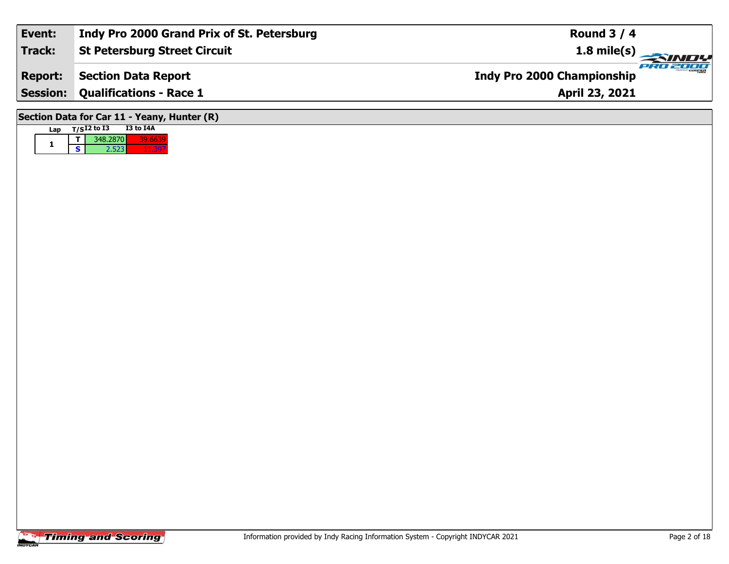| **Event:** | **Indy Pro 2000 Grand Prix of St. Petersburg** | **Round 3 / 4** |
|---|---|---|
| **Track:** | **St Petersburg Street Circuit** | **1.8 mile(s)** |
| **Report:** | **Section Data Report** | **Indy Pro 2000 Championship** |
| **Session:** | **Qualifications - Race 1** | **April 23, 2021** |

## Section Data for Car 11 - Yeany, Hunter (R)

| Lap | T/S | I2 to I3 | I3 to I4A |
|---|---|---|---|
| 1 | T | 348.2870 | 39.6639 |
|  | S | 2.523 | 11.397 |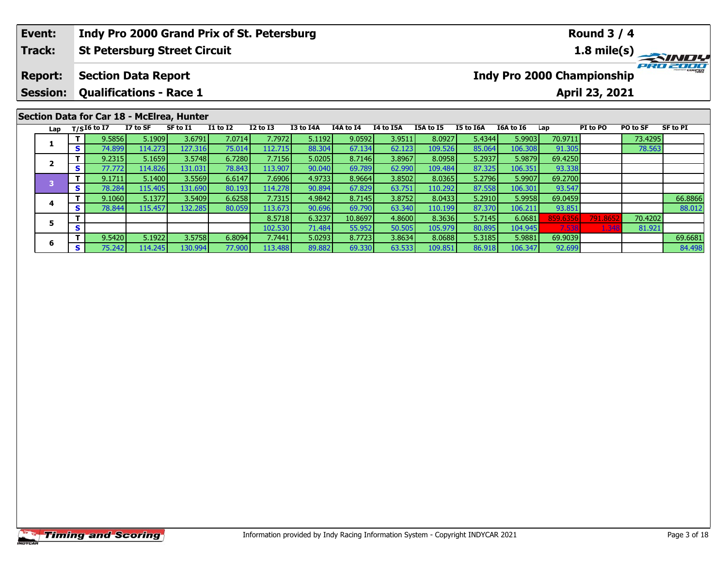| Event: | Indy Pro 2000 Grand Prix of St. Petersburg | Round 3 / 4 |
|---|---|---|
| Track: | St Petersburg Street Circuit | 1.8 mile(s) |
| Report: | Section Data Report | Indy Pro 2000 Championship |
| Session: | Qualifications - Race 1 | April 23, 2021 |

## Section Data for Car 18 - McElrea, Hunter

| Lap | T/S | I6 to I7 | I7 to SF | SF to I1 | I1 to I2 | I2 to I3 | I3 to I4A | I4A to I4 | I4 to I5A | I5A to I5 | I5 to I6A | I6A to I6 | Lap | PI to PO | PO to SF | SF to PI |
|---|---|---|---|---|---|---|---|---|---|---|---|---|---|---|---|---|
| 1 | T | 9.5856 | 5.1909 | 3.6791 | 7.0714 | 7.7972 | 5.1192 | 9.0592 | 3.9511 | 8.0927 | 5.4344 | 5.9903 | 70.9711 | | 73.4295 | |
| | S | 74.899 | 114.273 | 127.316 | 75.014 | 112.715 | 88.304 | 67.134 | 62.123 | 109.526 | 85.064 | 106.308 | 91.305 | | 78.563 | |
| 2 | T | 9.2315 | 5.1659 | 3.5748 | 6.7280 | 7.7156 | 5.0205 | 8.7146 | 3.8967 | 8.0958 | 5.2937 | 5.9879 | 69.4250 | | | |
| | S | 77.772 | 114.826 | 131.031 | 78.843 | 113.907 | 90.040 | 69.789 | 62.990 | 109.484 | 87.325 | 106.351 | 93.338 | | | |
| 3 | T | 9.1711 | 5.1400 | 3.5569 | 6.6147 | 7.6906 | 4.9733 | 8.9664 | 3.8502 | 8.0365 | 5.2796 | 5.9907 | 69.2700 | | | |
| | S | 78.284 | 115.405 | 131.690 | 80.193 | 114.278 | 90.894 | 67.829 | 63.751 | 110.292 | 87.558 | 106.301 | 93.547 | | | |
| 4 | T | 9.1060 | 5.1377 | 3.5409 | 6.6258 | 7.7315 | 4.9842 | 8.7145 | 3.8752 | 8.0433 | 5.2910 | 5.9958 | 69.0459 | | | 66.8866 |
| | S | 78.844 | 115.457 | 132.285 | 80.059 | 113.673 | 90.696 | 69.790 | 63.340 | 110.199 | 87.370 | 106.211 | 93.851 | | | 88.012 |
| 5 | T | | | | | 8.5718 | 6.3237 | 10.8697 | 4.8600 | 8.3636 | 5.7145 | 6.0681 | 859.6356 | 791.8652 | 70.4202 | |
| | S | | | | | 102.530 | 71.484 | 55.952 | 50.505 | 105.979 | 80.895 | 104.945 | 7.538 | 1.348 | 81.921 | |
| 6 | T | 9.5420 | 5.1922 | 3.5758 | 6.8094 | 7.7441 | 5.0293 | 8.7723 | 3.8634 | 8.0688 | 5.3185 | 5.9881 | 69.9039 | | | 69.6681 |
| | S | 75.242 | 114.245 | 130.994 | 77.900 | 113.488 | 89.882 | 69.330 | 63.533 | 109.851 | 86.918 | 106.347 | 92.699 | | | 84.498 |

Information provided by Indy Racing Information System - Copyright INDYCAR 2021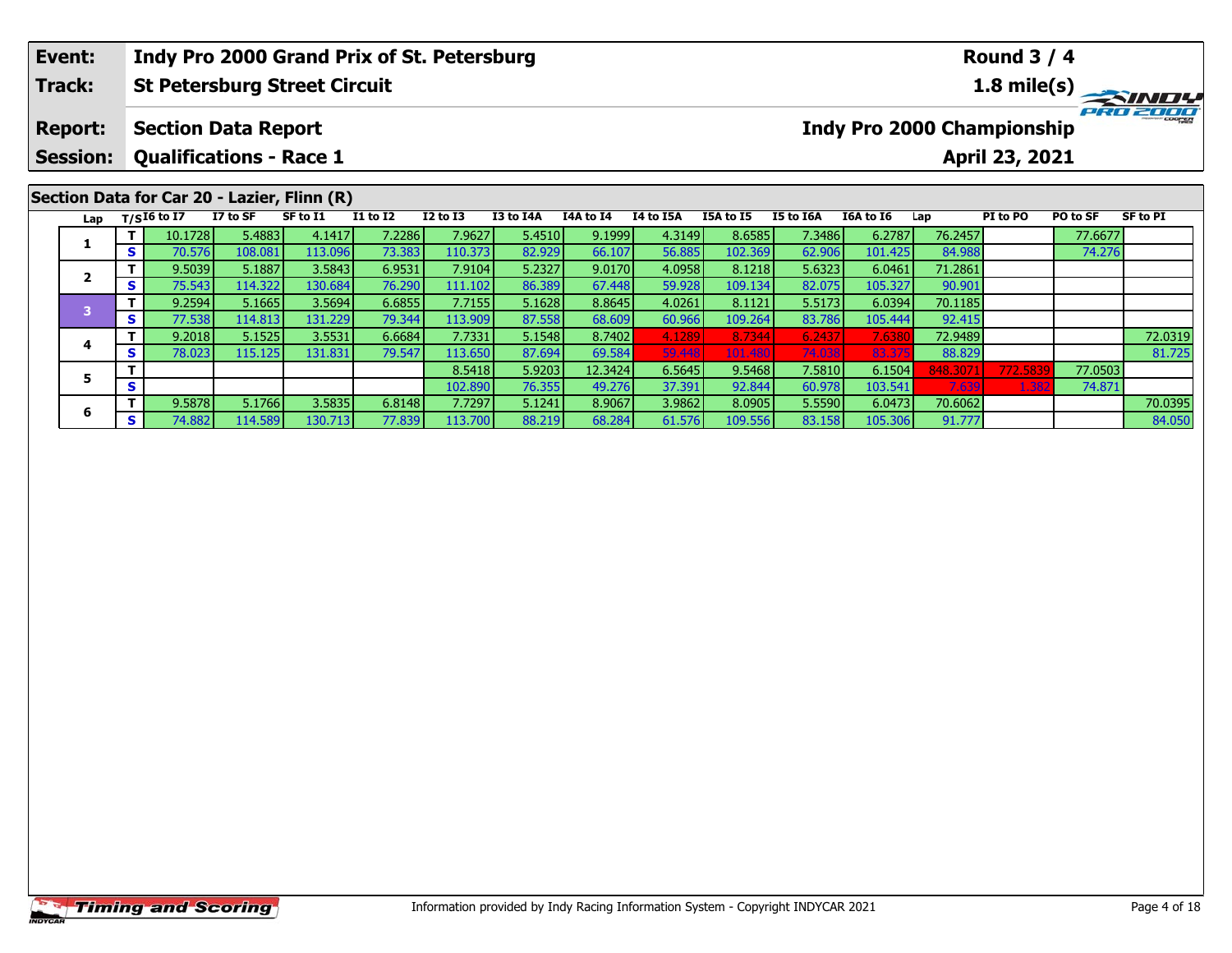| Event: | Indy Pro 2000 Grand Prix of St. Petersburg | Round 3 / 4 |
|---|---|---|
| Track: | St Petersburg Street Circuit | 1.8 mile(s) |
| Report: | Section Data Report | Indy Pro 2000 Championship |
| Session: | Qualifications - Race 1 | April 23, 2021 |

## Section Data for Car 20 - Lazier, Flinn (R)

| Lap | T/S | I6 to I7 | I7 to SF | SF to I1 | I1 to I2 | I2 to I3 | I3 to I4A | I4A to I4 | I4 to I5A | I5A to I5 | I5 to I6A | I6A to I6 | Lap | PI to PO | PO to SF | SF to PI |
|---|---|---|---|---|---|---|---|---|---|---|---|---|---|---|---|---|
| 1 | T | 10.1728 | 5.4883 | 4.1417 | 7.2286 | 7.9627 | 5.4510 | 9.1999 | 4.3149 | 8.6585 | 7.3486 | 6.2787 | 76.2457 | | 77.6677 | |
| | S | 70.576 | 108.081 | 113.096 | 73.383 | 110.373 | 82.929 | 66.107 | 56.885 | 102.369 | 62.906 | 101.425 | 84.988 | | 74.276 | |
| 2 | T | 9.5039 | 5.1887 | 3.5843 | 6.9531 | 7.9104 | 5.2327 | 9.0170 | 4.0958 | 8.1218 | 5.6323 | 6.0461 | 71.2861 | | | |
| | S | 75.543 | 114.322 | 130.684 | 76.290 | 111.102 | 86.389 | 67.448 | 59.928 | 109.134 | 82.075 | 105.327 | 90.901 | | | |
| 3 | T | 9.2594 | 5.1665 | 3.5694 | 6.6855 | 7.7155 | 5.1628 | 8.8645 | 4.0261 | 8.1121 | 5.5173 | 6.0394 | 70.1185 | | | |
| | S | 77.538 | 114.813 | 131.229 | 79.344 | 113.909 | 87.558 | 68.609 | 60.966 | 109.264 | 83.786 | 105.444 | 92.415 | | | |
| 4 | T | 9.2018 | 5.1525 | 3.5531 | 6.6684 | 7.7331 | 5.1548 | 8.7402 | 4.1289 | 8.7344 | 6.2437 | 7.6380 | 72.9489 | | | 72.0319 |
| | S | 78.023 | 115.125 | 131.831 | 79.547 | 113.650 | 87.694 | 69.584 | 59.448 | 101.480 | 74.038 | 83.375 | 88.829 | | | 81.725 |
| 5 | T | | | | | 8.5418 | 5.9203 | 12.3424 | 6.5645 | 9.5468 | 7.5810 | 6.1504 | 848.3071 | 772.5839 | 77.0503 | |
| | S | | | | | 102.890 | 76.355 | 49.276 | 37.391 | 92.844 | 60.978 | 103.541 | 7.639 | 1.382 | 74.871 | |
| 6 | T | 9.5878 | 5.1766 | 3.5835 | 6.8148 | 7.7297 | 5.1241 | 8.9067 | 3.9862 | 8.0905 | 5.5590 | 6.0473 | 70.6062 | | | 70.0395 |
| | S | 74.882 | 114.589 | 130.713 | 77.839 | 113.700 | 88.219 | 68.284 | 61.576 | 109.556 | 83.158 | 105.306 | 91.777 | | | 84.050 |

Information provided by Indy Racing Information System - Copyright INDYCAR 2021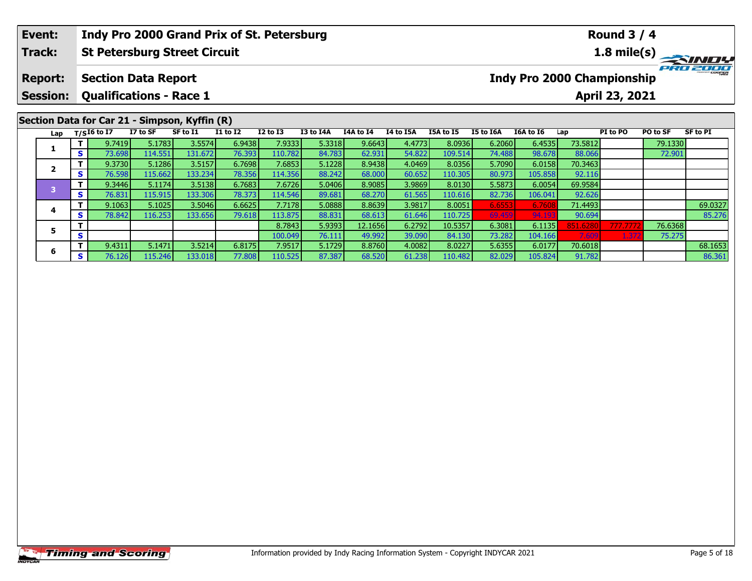| Event: | Indy Pro 2000 Grand Prix of St. Petersburg | Round 3 / 4 |
|---|---|---|
| Track: | St Petersburg Street Circuit | 1.8 mile(s) |
| Report: | Section Data Report | Indy Pro 2000 Championship |
| Session: | Qualifications - Race 1 | April 23, 2021 |

## Section Data for Car 21 - Simpson, Kyffin (R)

| Lap | T/S | I6 to I7 | I7 to SF | SF to I1 | I1 to I2 | I2 to I3 | I3 to I4A | I4A to I4 | I4 to I5A | I5A to I5 | I5 to I6A | I6A to I6 | Lap | PI to PO | PO to SF | SF to PI |
|---|---|---|---|---|---|---|---|---|---|---|---|---|---|---|---|---|
| 1 | T | 9.7419 | 5.1783 | 3.5574 | 6.9438 | 7.9333 | 5.3318 | 9.6643 | 4.4773 | 8.0936 | 6.2060 | 6.4535 | 73.5812 | | 79.1330 | |
| | S | 73.698 | 114.551 | 131.672 | 76.393 | 110.782 | 84.783 | 62.931 | 54.822 | 109.514 | 74.488 | 98.678 | 88.066 | | 72.901 | |
| 2 | T | 9.3730 | 5.1286 | 3.5157 | 6.7698 | 7.6853 | 5.1228 | 8.9438 | 4.0469 | 8.0356 | 5.7090 | 6.0158 | 70.3463 | | | |
| | S | 76.598 | 115.662 | 133.234 | 78.356 | 114.356 | 88.242 | 68.000 | 60.652 | 110.305 | 80.973 | 105.858 | 92.116 | | | |
| 3 | T | 9.3446 | 5.1174 | 3.5138 | 6.7683 | 7.6726 | 5.0406 | 8.9085 | 3.9869 | 8.0130 | 5.5873 | 6.0054 | 69.9584 | | | |
| | S | 76.831 | 115.915 | 133.306 | 78.373 | 114.546 | 89.681 | 68.270 | 61.565 | 110.616 | 82.736 | 106.041 | 92.626 | | | |
| 4 | T | 9.1063 | 5.1025 | 3.5046 | 6.6625 | 7.7178 | 5.0888 | 8.8639 | 3.9817 | 8.0051 | 6.6553 | 6.7608 | 71.4493 | | | 69.0327 |
| | S | 78.842 | 116.253 | 133.656 | 79.618 | 113.875 | 88.831 | 68.613 | 61.646 | 110.725 | 69.459 | 94.193 | 90.694 | | | 85.276 |
| 5 | T | | | | | 8.7843 | 5.9393 | 12.1656 | 6.2792 | 10.5357 | 6.3081 | 6.1135 | 851.6280 | 777.7772 | 76.6368 | |
| | S | | | | | 100.049 | 76.111 | 49.992 | 39.090 | 84.130 | 73.282 | 104.166 | 7.609 | 1.372 | 75.275 | |
| 6 | T | 9.4311 | 5.1471 | 3.5214 | 6.8175 | 7.9517 | 5.1729 | 8.8760 | 4.0082 | 8.0227 | 5.6355 | 6.0177 | 70.6018 | | | 68.1653 |
| | S | 76.126 | 115.246 | 133.018 | 77.808 | 110.525 | 87.387 | 68.520 | 61.238 | 110.482 | 82.029 | 105.824 | 91.782 | | | 86.361 |

Information provided by Indy Racing Information System - Copyright INDYCAR 2021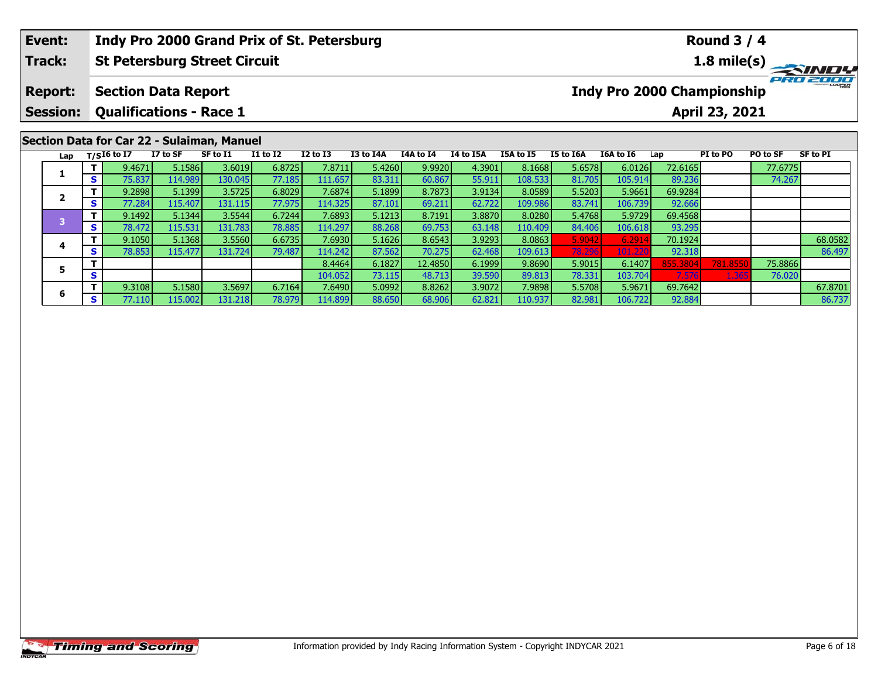| Event: | Indy Pro 2000 Grand Prix of St. Petersburg | Round 3 / 4 |
|---|---|---|
| Track: | St Petersburg Street Circuit | 1.8 mile(s) |
| Report: | Section Data Report | Indy Pro 2000 Championship |
| Session: | Qualifications - Race 1 | April 23, 2021 |

## Section Data for Car 22 - Sulaiman, Manuel

| Lap | T/S | I6 to I7 | I7 to SF | SF to I1 | I1 to I2 | I2 to I3 | I3 to I4A | I4A to I4 | I4 to I5A | I5A to I5 | I5 to I6A | I6A to I6 | Lap | PI to PO | PO to SF | SF to PI |
|---|---|---|---|---|---|---|---|---|---|---|---|---|---|---|---|---|
| 1 | T | 9.4671 | 5.1586 | 3.6019 | 6.8725 | 7.8711 | 5.4260 | 9.9920 | 4.3901 | 8.1668 | 5.6578 | 6.0126 | 72.6165 | | 77.6775 | |
| | S | 75.837 | 114.989 | 130.045 | 77.185 | 111.657 | 83.311 | 60.867 | 55.911 | 108.533 | 81.705 | 105.914 | 89.236 | | 74.267 | |
| 2 | T | 9.2898 | 5.1399 | 3.5725 | 6.8029 | 7.6874 | 5.1899 | 8.7873 | 3.9134 | 8.0589 | 5.5203 | 5.9661 | 69.9284 | | | |
| | S | 77.284 | 115.407 | 131.115 | 77.975 | 114.325 | 87.101 | 69.211 | 62.722 | 109.986 | 83.741 | 106.739 | 92.666 | | | |
| 3 | T | 9.1492 | 5.1344 | 3.5544 | 6.7244 | 7.6893 | 5.1213 | 8.7191 | 3.8870 | 8.0280 | 5.4768 | 5.9729 | 69.4568 | | | |
| | S | 78.472 | 115.531 | 131.783 | 78.885 | 114.297 | 88.268 | 69.753 | 63.148 | 110.409 | 84.406 | 106.618 | 93.295 | | | |
| 4 | T | 9.1050 | 5.1368 | 3.5560 | 6.6735 | 7.6930 | 5.1626 | 8.6543 | 3.9293 | 8.0863 | 5.9042 | 6.2914 | 70.1924 | | | 68.0582 |
| | S | 78.853 | 115.477 | 131.724 | 79.487 | 114.242 | 87.562 | 70.275 | 62.468 | 109.613 | 78.296 | 101.220 | 92.318 | | | 86.497 |
| 5 | T | | | | | 8.4464 | 6.1827 | 12.4850 | 6.1999 | 9.8690 | 5.9015 | 6.1407 | 855.3804 | 781.8550 | 75.8866 | |
| | S | | | | | 104.052 | 73.115 | 48.713 | 39.590 | 89.813 | 78.331 | 103.704 | 7.576 | 1.365 | 76.020 | |
| 6 | T | 9.3108 | 5.1580 | 3.5697 | 6.7164 | 7.6490 | 5.0992 | 8.8262 | 3.9072 | 7.9898 | 5.5708 | 5.9671 | 69.7642 | | | 67.8701 |
| | S | 77.110 | 115.002 | 131.218 | 78.979 | 114.899 | 88.650 | 68.906 | 62.821 | 110.937 | 82.981 | 106.722 | 92.884 | | | 86.737 |

Information provided by Indy Racing Information System - Copyright INDYCAR 2021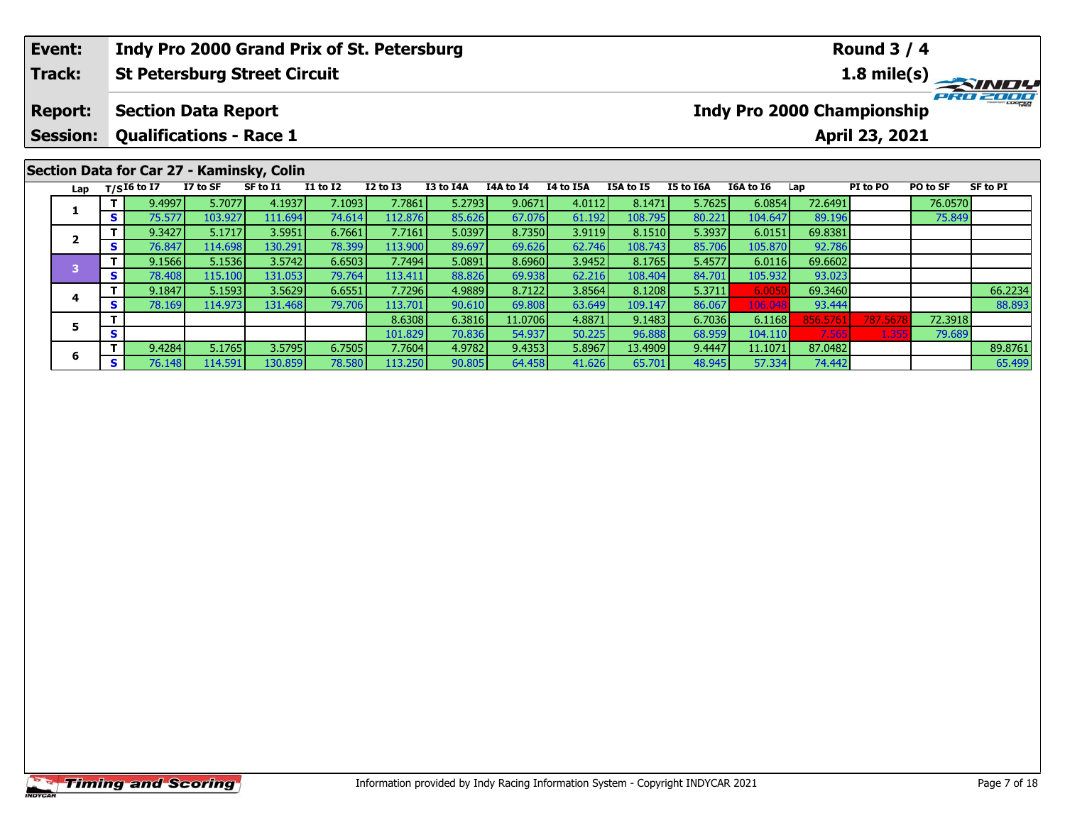| **Event:** | **Indy Pro 2000 Grand Prix of St. Petersburg** | **Round 3 / 4** |
|---|---|---|
| **Track:** | **St Petersburg Street Circuit** | **1.8 mile(s)** |
| **Report:** | **Section Data Report** | **Indy Pro 2000 Championship** |
| **Session:** | **Qualifications - Race 1** | **April 23, 2021** |

## Section Data for Car 27 - Kaminsky, Colin

| Lap | T/S | I6 to I7 | I7 to SF | SF to I1 | I1 to I2 | I2 to I3 | I3 to I4A | I4A to I4 | I4 to I5A | I5A to I5 | I5 to I6A | I6A to I6 | Lap | PI to PO | PO to SF | SF to PI |
|---|---|---|---|---|---|---|---|---|---|---|---|---|---|---|---|---|
| 1 | T | 9.4997 | 5.7077 | 4.1937 | 7.1093 | 7.7861 | 5.2793 | 9.0671 | 4.0112 | 8.1471 | 5.7625 | 6.0854 | 72.6491 | | 76.0570 | |
| | S | 75.577 | 103.927 | 111.694 | 74.614 | 112.876 | 85.626 | 67.076 | 61.192 | 108.795 | 80.221 | 104.647 | 89.196 | | 75.849 | |
| 2 | T | 9.3427 | 5.1717 | 3.5951 | 6.7661 | 7.7161 | 5.0397 | 8.7350 | 3.9119 | 8.1510 | 5.3937 | 6.0151 | 69.8381 | | | |
| | S | 76.847 | 114.698 | 130.291 | 78.399 | 113.900 | 89.697 | 69.626 | 62.746 | 108.743 | 85.706 | 105.870 | 92.786 | | | |
| 3 | T | 9.1566 | 5.1536 | 3.5742 | 6.6503 | 7.7494 | 5.0891 | 8.6960 | 3.9452 | 8.1765 | 5.4577 | 6.0116 | 69.6602 | | | |
| | S | 78.408 | 115.100 | 131.053 | 79.764 | 113.411 | 88.826 | 69.938 | 62.216 | 108.404 | 84.701 | 105.932 | 93.023 | | | |
| 4 | T | 9.1847 | 5.1593 | 3.5629 | 6.6551 | 7.7296 | 4.9889 | 8.7122 | 3.8564 | 8.1208 | 5.3711 | 6.0050 | 69.3460 | | | 66.2234 |
| | S | 78.169 | 114.973 | 131.468 | 79.706 | 113.701 | 90.610 | 69.808 | 63.649 | 109.147 | 86.067 | 106.048 | 93.444 | | | 88.893 |
| 5 | T | | | | | 8.6308 | 6.3816 | 11.0706 | 4.8871 | 9.1483 | 6.7036 | 6.1168 | 856.5761 | 787.5678 | 72.3918 | |
| | S | | | | | 101.829 | 70.836 | 54.937 | 50.225 | 96.888 | 68.959 | 104.110 | 7.565 | 1.355 | 79.689 | |
| 6 | T | 9.4284 | 5.1765 | 3.5795 | 6.7505 | 7.7604 | 4.9782 | 9.4353 | 5.8967 | 13.4909 | 9.4447 | 11.1071 | 87.0482 | | | 89.8761 |
| | S | 76.148 | 114.591 | 130.859 | 78.580 | 113.250 | 90.805 | 64.458 | 41.626 | 65.701 | 48.945 | 57.334 | 74.442 | | | 65.499 |

Information provided by Indy Racing Information System - Copyright INDYCAR 2021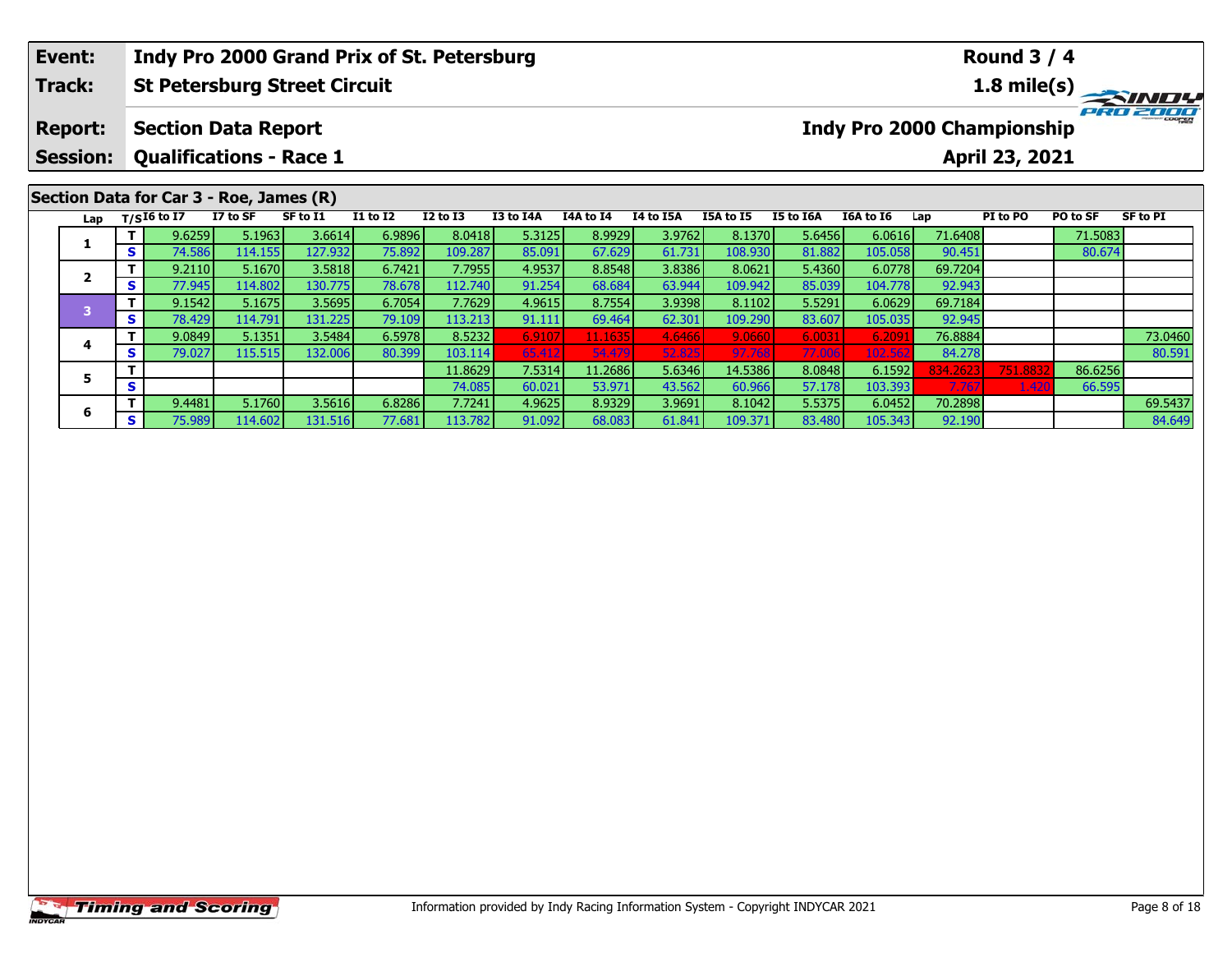| Event: | Indy Pro 2000 Grand Prix of St. Petersburg | Round 3 / 4 |
|---|---|---|
| Track: | St Petersburg Street Circuit | 1.8 mile(s) |
| Report: | Section Data Report | Indy Pro 2000 Championship |
| Session: | Qualifications - Race 1 | April 23, 2021 |

## Section Data for Car 3 - Roe, James (R)

| Lap | T/S | I6 to I7 | I7 to SF | SF to I1 | I1 to I2 | I2 to I3 | I3 to I4A | I4A to I4 | I4 to I5A | I5A to I5 | I5 to I6A | I6A to I6 | Lap | PI to PO | PO to SF | SF to PI |
|---|---|---|---|---|---|---|---|---|---|---|---|---|---|---|---|---|
| 1 | T | 9.6259 | 5.1963 | 3.6614 | 6.9896 | 8.0418 | 5.3125 | 8.9929 | 3.9762 | 8.1370 | 5.6456 | 6.0616 | 71.6408 | | 71.5083 | |
| | S | 74.586 | 114.155 | 127.932 | 75.892 | 109.287 | 85.091 | 67.629 | 61.731 | 108.930 | 81.882 | 105.058 | 90.451 | | 80.674 | |
| 2 | T | 9.2110 | 5.1670 | 3.5818 | 6.7421 | 7.7955 | 4.9537 | 8.8548 | 3.8386 | 8.0621 | 5.4360 | 6.0778 | 69.7204 | | | |
| | S | 77.945 | 114.802 | 130.775 | 78.678 | 112.740 | 91.254 | 68.684 | 63.944 | 109.942 | 85.039 | 104.778 | 92.943 | | | |
| 3 | T | 9.1542 | 5.1675 | 3.5695 | 6.7054 | 7.7629 | 4.9615 | 8.7554 | 3.9398 | 8.1102 | 5.5291 | 6.0629 | 69.7184 | | | |
| | S | 78.429 | 114.791 | 131.225 | 79.109 | 113.213 | 91.111 | 69.464 | 62.301 | 109.290 | 83.607 | 105.035 | 92.945 | | | |
| 4 | T | 9.0849 | 5.1351 | 3.5484 | 6.5978 | 8.5232 | 6.9107 | 11.1635 | 4.6466 | 9.0660 | 6.0031 | 6.2091 | 76.8884 | | | 73.0460 |
| | S | 79.027 | 115.515 | 132.006 | 80.399 | 103.114 | 65.412 | 54.479 | 52.825 | 97.768 | 77.006 | 102.562 | 84.278 | | | 80.591 |
| 5 | T | | | | | 11.8629 | 7.5314 | 11.2686 | 5.6346 | 14.5386 | 8.0848 | 6.1592 | 834.2623 | 751.8832 | 86.6256 | |
| | S | | | | | 74.085 | 60.021 | 53.971 | 43.562 | 60.966 | 57.178 | 103.393 | 7.767 | 1.420 | 66.595 | |
| 6 | T | 9.4481 | 5.1760 | 3.5616 | 6.8286 | 7.7241 | 4.9625 | 8.9329 | 3.9691 | 8.1042 | 5.5375 | 6.0452 | 70.2898 | | | 69.5437 |
| | S | 75.989 | 114.602 | 131.516 | 77.681 | 113.782 | 91.092 | 68.083 | 61.841 | 109.371 | 83.480 | 105.343 | 92.190 | | | 84.649 |

Information provided by Indy Racing Information System - Copyright INDYCAR 2021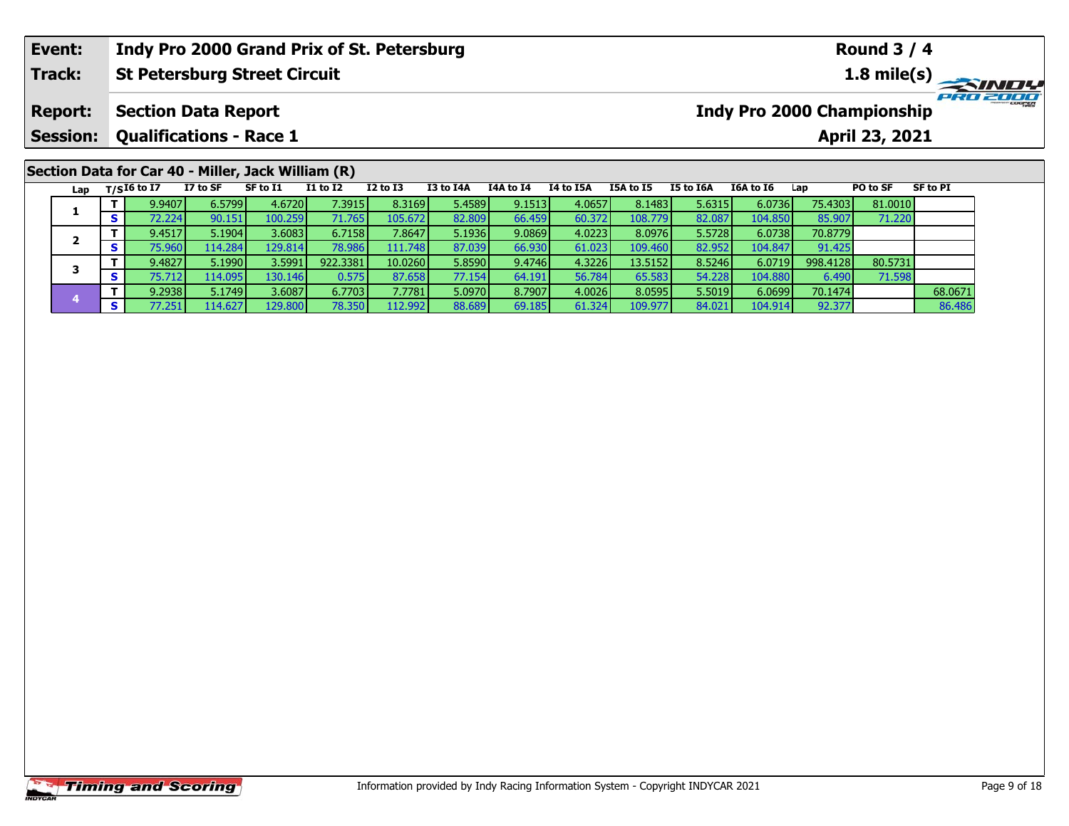| Event: | Indy Pro 2000 Grand Prix of St. Petersburg | Round 3 / 4 |
|---|---|---|
| Track: | St Petersburg Street Circuit | 1.8 mile(s) |
| Report: | Section Data Report | Indy Pro 2000 Championship |
| Session: | Qualifications - Race 1 | April 23, 2021 |

## Section Data for Car 40 - Miller, Jack William (R)

| Lap | T/S | I6 to I7 | I7 to SF | SF to I1 | I1 to I2 | I2 to I3 | I3 to I4A | I4A to I4 | I4 to I5A | I5A to I5 | I5 to I6A | I6A to I6 | Lap | PO to SF | SF to PI |
|---|---|---|---|---|---|---|---|---|---|---|---|---|---|---|---|
| 1 | T | 9.9407 | 6.5799 | 4.6720 | 7.3915 | 8.3169 | 5.4589 | 9.1513 | 4.0657 | 8.1483 | 5.6315 | 6.0736 | 75.4303 | 81.0010 | |
| | S | 72.224 | 90.151 | 100.259 | 71.765 | 105.672 | 82.809 | 66.459 | 60.372 | 108.779 | 82.087 | 104.850 | 85.907 | 71.220 | |
| 2 | T | 9.4517 | 5.1904 | 3.6083 | 6.7158 | 7.8647 | 5.1936 | 9.0869 | 4.0223 | 8.0976 | 5.5728 | 6.0738 | 70.8779 | | |
| | S | 75.960 | 114.284 | 129.814 | 78.986 | 111.748 | 87.039 | 66.930 | 61.023 | 109.460 | 82.952 | 104.847 | 91.425 | | |
| 3 | T | 9.4827 | 5.1990 | 3.5991 | 922.3381 | 10.0260 | 5.8590 | 9.4746 | 4.3226 | 13.5152 | 8.5246 | 6.0719 | 998.4128 | 80.5731 | |
| | S | 75.712 | 114.095 | 130.146 | 0.575 | 87.658 | 77.154 | 64.191 | 56.784 | 65.583 | 54.228 | 104.880 | 6.490 | 71.598 | |
| 4 | T | 9.2938 | 5.1749 | 3.6087 | 6.7703 | 7.7781 | 5.0970 | 8.7907 | 4.0026 | 8.0595 | 5.5019 | 6.0699 | 70.1474 | | 68.0671 |
| | S | 77.251 | 114.627 | 129.800 | 78.350 | 112.992 | 88.689 | 69.185 | 61.324 | 109.977 | 84.021 | 104.914 | 92.377 | | 86.486 |

Information provided by Indy Racing Information System - Copyright INDYCAR 2021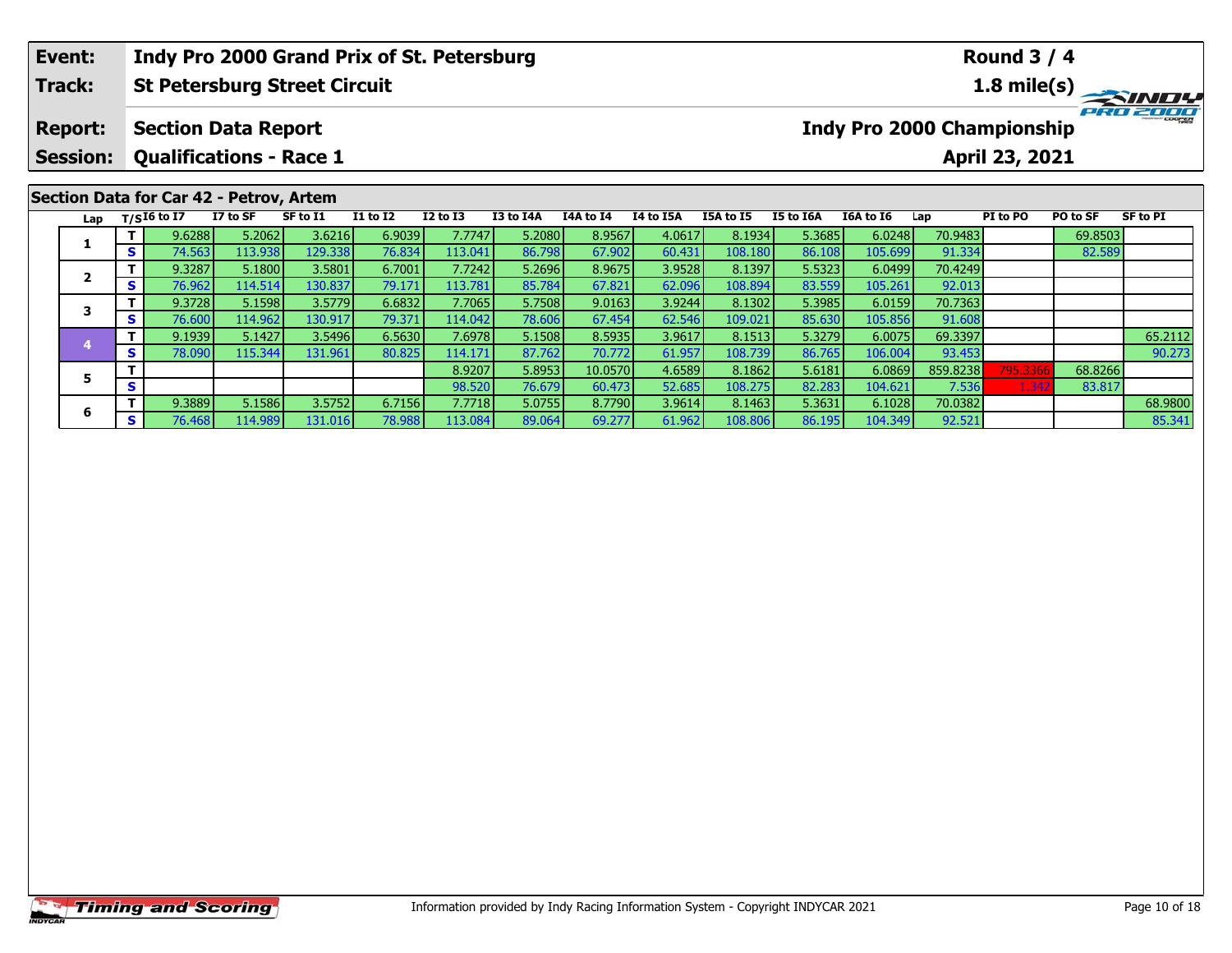| Event: | Indy Pro 2000 Grand Prix of St. Petersburg | Round 3 / 4 |
|---|---|---|
| Track: | St Petersburg Street Circuit | 1.8 mile(s) |
| Report: | Section Data Report | Indy Pro 2000 Championship |
| Session: | Qualifications - Race 1 | April 23, 2021 |

## Section Data for Car 42 - Petrov, Artem

| Lap | T/S | I6 to I7 | I7 to SF | SF to I1 | I1 to I2 | I2 to I3 | I3 to I4A | I4A to I4 | I4 to I5A | I5A to I5 | I5 to I6A | I6A to I6 | Lap | PI to PO | PO to SF | SF to PI |
|---|---|---|---|---|---|---|---|---|---|---|---|---|---|---|---|---|
| 1 | T | 9.6288 | 5.2062 | 3.6216 | 6.9039 | 7.7747 | 5.2080 | 8.9567 | 4.0617 | 8.1934 | 5.3685 | 6.0248 | 70.9483 | | 69.8503 | |
| | S | 74.563 | 113.938 | 129.338 | 76.834 | 113.041 | 86.798 | 67.902 | 60.431 | 108.180 | 86.108 | 105.699 | 91.334 | | 82.589 | |
| 2 | T | 9.3287 | 5.1800 | 3.5801 | 6.7001 | 7.7242 | 5.2696 | 8.9675 | 3.9528 | 8.1397 | 5.5323 | 6.0499 | 70.4249 | | | |
| | S | 76.962 | 114.514 | 130.837 | 79.171 | 113.781 | 85.784 | 67.821 | 62.096 | 108.894 | 83.559 | 105.261 | 92.013 | | | |
| 3 | T | 9.3728 | 5.1598 | 3.5779 | 6.6832 | 7.7065 | 5.7508 | 9.0163 | 3.9244 | 8.1302 | 5.3985 | 6.0159 | 70.7363 | | | |
| | S | 76.600 | 114.962 | 130.917 | 79.371 | 114.042 | 78.606 | 67.454 | 62.546 | 109.021 | 85.630 | 105.856 | 91.608 | | | |
| 4 | T | 9.1939 | 5.1427 | 3.5496 | 6.5630 | 7.6978 | 5.1508 | 8.5935 | 3.9617 | 8.1513 | 5.3279 | 6.0075 | 69.3397 | | | 65.2112 |
| | S | 78.090 | 115.344 | 131.961 | 80.825 | 114.171 | 87.762 | 70.772 | 61.957 | 108.739 | 86.765 | 106.004 | 93.453 | | | 90.273 |
| 5 | T | | | | | 8.9207 | 5.8953 | 10.0570 | 4.6589 | 8.1862 | 5.6181 | 6.0869 | 859.8238 | 795.3366 | 68.8266 | |
| | S | | | | | 98.520 | 76.679 | 60.473 | 52.685 | 108.275 | 82.283 | 104.621 | 7.536 | 1.342 | 83.817 | |
| 6 | T | 9.3889 | 5.1586 | 3.5752 | 6.7156 | 7.7718 | 5.0755 | 8.7790 | 3.9614 | 8.1463 | 5.3631 | 6.1028 | 70.0382 | | | 68.9800 |
| | S | 76.468 | 114.989 | 131.016 | 78.988 | 113.084 | 89.064 | 69.277 | 61.962 | 108.806 | 86.195 | 104.349 | 92.521 | | | 85.341 |

Information provided by Indy Racing Information System - Copyright INDYCAR 2021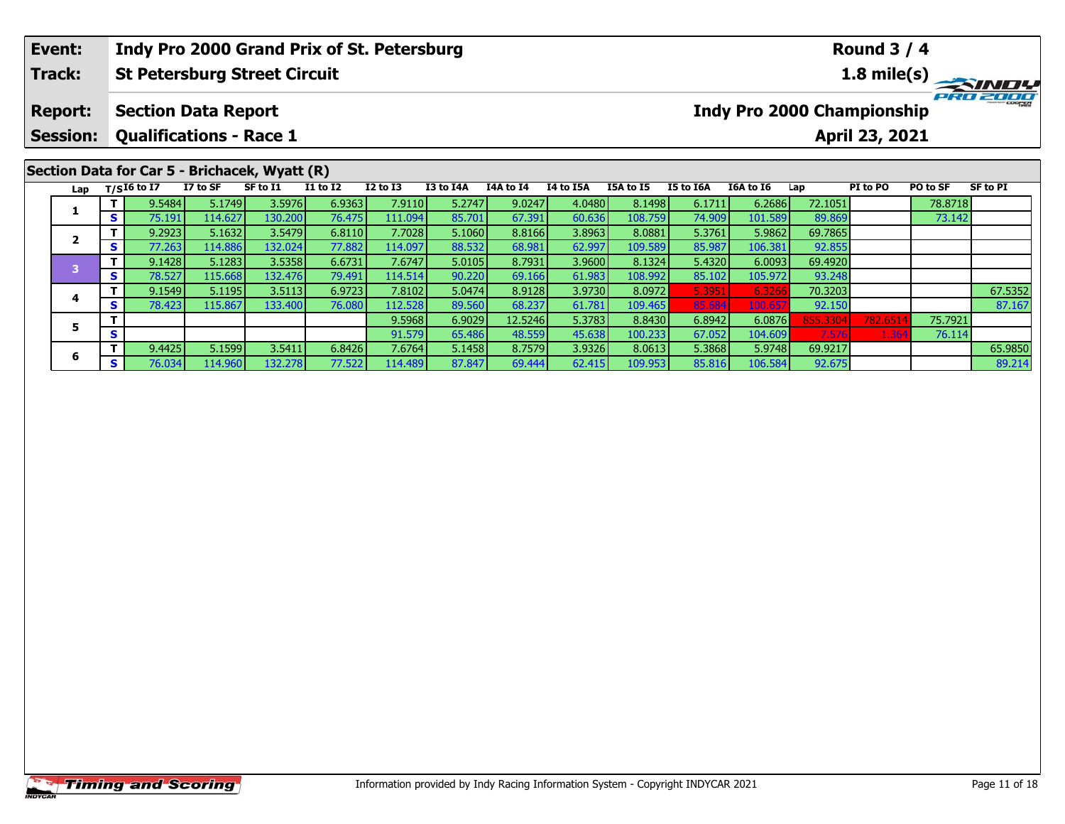| Event: | Indy Pro 2000 Grand Prix of St. Petersburg | Round 3 / 4 |
|---|---|---|
| Track: | St Petersburg Street Circuit | 1.8 mile(s) |
| Report: | Section Data Report | Indy Pro 2000 Championship |
| Session: | Qualifications - Race 1 | April 23, 2021 |

## Section Data for Car 5 - Brichacek, Wyatt (R)

| Lap | T/S | I6 to I7 | I7 to SF | SF to I1 | I1 to I2 | I2 to I3 | I3 to I4A | I4A to I4 | I4 to I5A | I5A to I5 | I5 to I6A | I6A to I6 | Lap | PI to PO | PO to SF | SF to PI |
|---|---|---|---|---|---|---|---|---|---|---|---|---|---|---|---|---|
| 1 | T | 9.5484 | 5.1749 | 3.5976 | 6.9363 | 7.9110 | 5.2747 | 9.0247 | 4.0480 | 8.1498 | 6.1711 | 6.2686 | 72.1051 | | 78.8718 | |
| | S | 75.191 | 114.627 | 130.200 | 76.475 | 111.094 | 85.701 | 67.391 | 60.636 | 108.759 | 74.909 | 101.589 | 89.869 | | 73.142 | |
| 2 | T | 9.2923 | 5.1632 | 3.5479 | 6.8110 | 7.7028 | 5.1060 | 8.8166 | 3.8963 | 8.0881 | 5.3761 | 5.9862 | 69.7865 | | | |
| | S | 77.263 | 114.886 | 132.024 | 77.882 | 114.097 | 88.532 | 68.981 | 62.997 | 109.589 | 85.987 | 106.381 | 92.855 | | | |
| 3 | T | 9.1428 | 5.1283 | 3.5358 | 6.6731 | 7.6747 | 5.0105 | 8.7931 | 3.9600 | 8.1324 | 5.4320 | 6.0093 | 69.4920 | | | |
| | S | 78.527 | 115.668 | 132.476 | 79.491 | 114.514 | 90.220 | 69.166 | 61.983 | 108.992 | 85.102 | 105.972 | 93.248 | | | |
| 4 | T | 9.1549 | 5.1195 | 3.5113 | 6.9723 | 7.8102 | 5.0474 | 8.9128 | 3.9730 | 8.0972 | 5.3951 | 6.3266 | 70.3203 | | | 67.5352 |
| | S | 78.423 | 115.867 | 133.400 | 76.080 | 112.528 | 89.560 | 68.237 | 61.781 | 109.465 | 85.684 | 100.657 | 92.150 | | | 87.167 |
| 5 | T | | | | | 9.5968 | 6.9029 | 12.5246 | 5.3783 | 8.8430 | 6.8942 | 6.0876 | 855.3304 | 782.6514 | 75.7921 | |
| | S | | | | | 91.579 | 65.486 | 48.559 | 45.638 | 100.233 | 67.052 | 104.609 | 7.576 | 1.364 | 76.114 | |
| 6 | T | 9.4425 | 5.1599 | 3.5411 | 6.8426 | 7.6764 | 5.1458 | 8.7579 | 3.9326 | 8.0613 | 5.3868 | 5.9748 | 69.9217 | | | 65.9850 |
| | S | 76.034 | 114.960 | 132.278 | 77.522 | 114.489 | 87.847 | 69.444 | 62.415 | 109.953 | 85.816 | 106.584 | 92.675 | | | 89.214 |

Information provided by Indy Racing Information System - Copyright INDYCAR 2021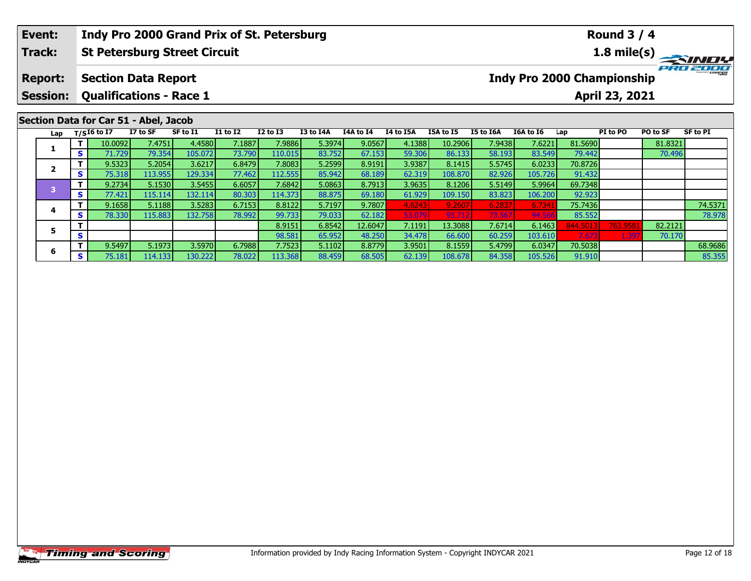| Event: | Indy Pro 2000 Grand Prix of St. Petersburg | Round 3 / 4 |
|---|---|---|
| Track: | St Petersburg Street Circuit | 1.8 mile(s) |
| Report: | Section Data Report | Indy Pro 2000 Championship |
| Session: | Qualifications - Race 1 | April 23, 2021 |

## Section Data for Car 51 - Abel, Jacob

| Lap | T/S | I6 to I7 | I7 to SF | SF to I1 | I1 to I2 | I2 to I3 | I3 to I4A | I4A to I4 | I4 to I5A | I5A to I5 | I5 to I6A | I6A to I6 | Lap | PI to PO | PO to SF | SF to PI |
|---|---|---|---|---|---|---|---|---|---|---|---|---|---|---|---|---|
| 1 | T | 10.0092 | 7.4751 | 4.4580 | 7.1887 | 7.9886 | 5.3974 | 9.0567 | 4.1388 | 10.2906 | 7.9438 | 7.6221 | 81.5690 | | 81.8321 | |
| | S | 71.729 | 79.354 | 105.072 | 73.790 | 110.015 | 83.752 | 67.153 | 59.306 | 86.133 | 58.193 | 83.549 | 79.442 | | 70.496 | |
| 2 | T | 9.5323 | 5.2054 | 3.6217 | 6.8479 | 7.8083 | 5.2599 | 8.9191 | 3.9387 | 8.1415 | 5.5745 | 6.0233 | 70.8726 | | | |
| | S | 75.318 | 113.955 | 129.334 | 77.462 | 112.555 | 85.942 | 68.189 | 62.319 | 108.870 | 82.926 | 105.726 | 91.432 | | | |
| 3 | T | 9.2734 | 5.1530 | 3.5455 | 6.6057 | 7.6842 | 5.0863 | 8.7913 | 3.9635 | 8.1206 | 5.5149 | 5.9964 | 69.7348 | | | |
| | S | 77.421 | 115.114 | 132.114 | 80.303 | 114.373 | 88.875 | 69.180 | 61.929 | 109.150 | 83.823 | 106.200 | 92.923 | | | |
| 4 | T | 9.1658 | 5.1188 | 3.5283 | 6.7153 | 8.8122 | 5.7197 | 9.7807 | 4.6243 | 9.2607 | 6.2837 | 6.7341 | 75.7436 | | | 74.5371 |
| | S | 78.330 | 115.883 | 132.758 | 78.992 | 99.733 | 79.033 | 62.182 | 53.079 | 95.712 | 73.567 | 94.566 | 85.552 | | | 78.978 |
| 5 | T | | | | | 8.9151 | 6.8542 | 12.6047 | 7.1191 | 13.3088 | 7.6714 | 6.1463 | 844.5013 | 763.9581 | 82.2121 | |
| | S | | | | | 98.581 | 65.952 | 48.250 | 34.478 | 66.600 | 60.259 | 103.610 | 7.673 | 1.397 | 70.170 | |
| 6 | T | 9.5497 | 5.1973 | 3.5970 | 6.7988 | 7.7523 | 5.1102 | 8.8779 | 3.9501 | 8.1559 | 5.4799 | 6.0347 | 70.5038 | | | 68.9686 |
| | S | 75.181 | 114.133 | 130.222 | 78.022 | 113.368 | 88.459 | 68.505 | 62.139 | 108.678 | 84.358 | 105.526 | 91.910 | | | 85.355 |

Information provided by Indy Racing Information System - Copyright INDYCAR 2021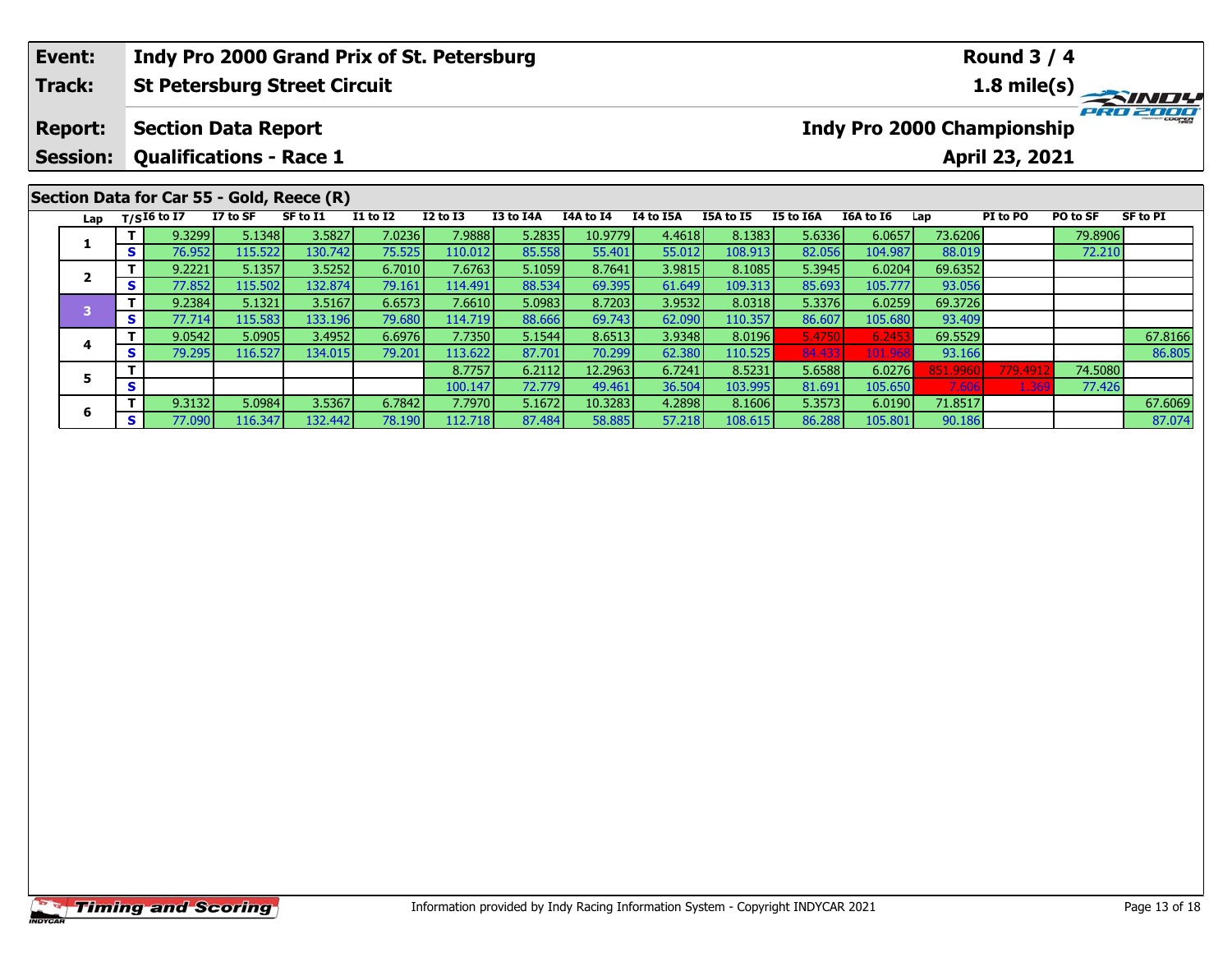| Event: | Indy Pro 2000 Grand Prix of St. Petersburg | Round 3 / 4 |
|---|---|---|
| Track: | St Petersburg Street Circuit | 1.8 mile(s) |
| Report: | Section Data Report | Indy Pro 2000 Championship |
| Session: | Qualifications - Race 1 | April 23, 2021 |

## Section Data for Car 55 - Gold, Reece (R)

| Lap | T/S | I6 to I7 | I7 to SF | SF to I1 | I1 to I2 | I2 to I3 | I3 to I4A | I4A to I4 | I4 to I5A | I5A to I5 | I5 to I6A | I6A to I6 | Lap | PI to PO | PO to SF | SF to PI |
|---|---|---|---|---|---|---|---|---|---|---|---|---|---|---|---|---|
| 1 | T | 9.3299 | 5.1348 | 3.5827 | 7.0236 | 7.9888 | 5.2835 | 10.9779 | 4.4618 | 8.1383 | 5.6336 | 6.0657 | 73.6206 | | 79.8906 | |
| | S | 76.952 | 115.522 | 130.742 | 75.525 | 110.012 | 85.558 | 55.401 | 55.012 | 108.913 | 82.056 | 104.987 | 88.019 | | 72.210 | |
| 2 | T | 9.2221 | 5.1357 | 3.5252 | 6.7010 | 7.6763 | 5.1059 | 8.7641 | 3.9815 | 8.1085 | 5.3945 | 6.0204 | 69.6352 | | | |
| | S | 77.852 | 115.502 | 132.874 | 79.161 | 114.491 | 88.534 | 69.395 | 61.649 | 109.313 | 85.693 | 105.777 | 93.056 | | | |
| 3 | T | 9.2384 | 5.1321 | 3.5167 | 6.6573 | 7.6610 | 5.0983 | 8.7203 | 3.9532 | 8.0318 | 5.3376 | 6.0259 | 69.3726 | | | |
| | S | 77.714 | 115.583 | 133.196 | 79.680 | 114.719 | 88.666 | 69.743 | 62.090 | 110.357 | 86.607 | 105.680 | 93.409 | | | |
| 4 | T | 9.0542 | 5.0905 | 3.4952 | 6.6976 | 7.7350 | 5.1544 | 8.6513 | 3.9348 | 8.0196 | 5.4750 | 6.2453 | 69.5529 | | | 67.8166 |
| | S | 79.295 | 116.527 | 134.015 | 79.201 | 113.622 | 87.701 | 70.299 | 62.380 | 110.525 | 84.433 | 101.968 | 93.166 | | | 86.805 |
| 5 | T | | | | | 8.7757 | 6.2112 | 12.2963 | 6.7241 | 8.5231 | 5.6588 | 6.0276 | 851.9960 | 779.4912 | 74.5080 | |
| | S | | | | | 100.147 | 72.779 | 49.461 | 36.504 | 103.995 | 81.691 | 105.650 | 7.606 | 1.369 | 77.426 | |
| 6 | T | 9.3132 | 5.0984 | 3.5367 | 6.7842 | 7.7970 | 5.1672 | 10.3283 | 4.2898 | 8.1606 | 5.3573 | 6.0190 | 71.8517 | | | 67.6069 |
| | S | 77.090 | 116.347 | 132.442 | 78.190 | 112.718 | 87.484 | 58.885 | 57.218 | 108.615 | 86.288 | 105.801 | 90.186 | | | 87.074 |

Information provided by Indy Racing Information System - Copyright INDYCAR 2021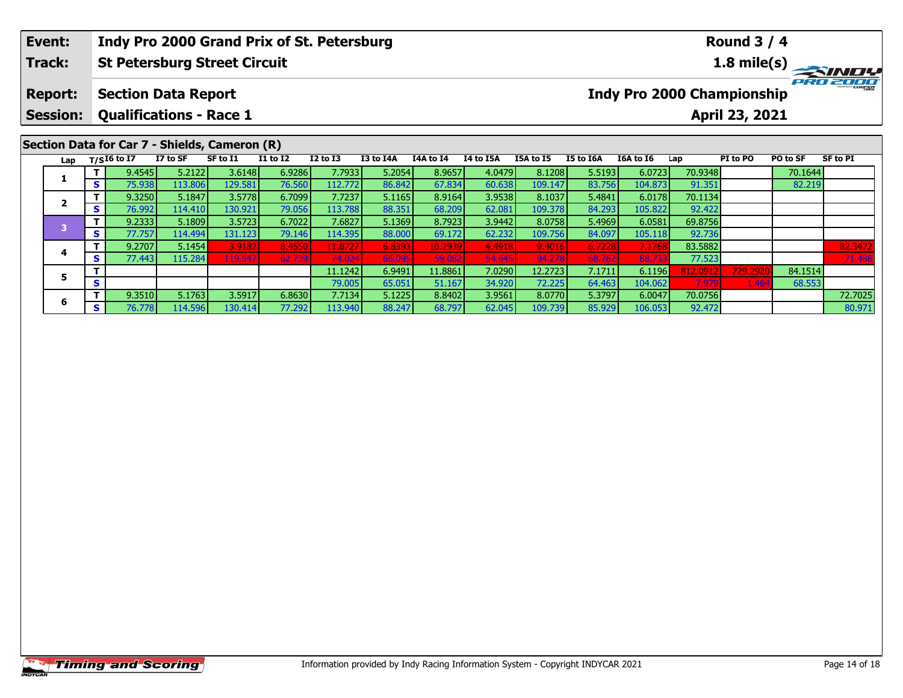| Event: | Indy Pro 2000 Grand Prix of St. Petersburg | Round 3 / 4 |
|---|---|---|
| Track: | St Petersburg Street Circuit | 1.8 mile(s) |
| Report: | Section Data Report | Indy Pro 2000 Championship |
| Session: | Qualifications - Race 1 | April 23, 2021 |

## Section Data for Car 7 - Shields, Cameron (R)

| Lap | T/S | I6 to I7 | I7 to SF | SF to I1 | I1 to I2 | I2 to I3 | I3 to I4A | I4A to I4 | I4 to I5A | I5A to I5 | I5 to I6A | I6A to I6 | Lap | PI to PO | PO to SF | SF to PI |
|---|---|---|---|---|---|---|---|---|---|---|---|---|---|---|---|---|
| 1 | T | 9.4545 | 5.2122 | 3.6148 | 6.9286 | 7.7933 | 5.2054 | 8.9657 | 4.0479 | 8.1208 | 5.5193 | 6.0723 | 70.9348 | | 70.1644 | |
| | S | 75.938 | 113.806 | 129.581 | 76.560 | 112.772 | 86.842 | 67.834 | 60.638 | 109.147 | 83.756 | 104.873 | 91.351 | | 82.219 | |
| 2 | T | 9.3250 | 5.1847 | 3.5778 | 6.7099 | 7.7237 | 5.1165 | 8.9164 | 3.9538 | 8.1037 | 5.4841 | 6.0178 | 70.1134 | | | |
| | S | 76.992 | 114.410 | 130.921 | 79.056 | 113.788 | 88.351 | 68.209 | 62.081 | 109.378 | 84.293 | 105.822 | 92.422 | | | |
| 3 | T | 9.2333 | 5.1809 | 3.5723 | 6.7022 | 7.6827 | 5.1369 | 8.7923 | 3.9442 | 8.0758 | 5.4969 | 6.0581 | 69.8756 | | | |
| | S | 77.757 | 114.494 | 131.123 | 79.146 | 114.395 | 88.000 | 69.172 | 62.232 | 109.756 | 84.097 | 105.118 | 92.736 | | | |
| 4 | T | 9.2707 | 5.1454 | 3.9182 | 8.4550 | 11.8727 | 6.8393 | 10.2939 | 4.4918 | 9.4016 | 6.7228 | 7.1768 | 83.5882 | | | 82.3472 |
| | S | 77.443 | 115.284 | 119.547 | 62.739 | 74.024 | 66.095 | 59.082 | 54.645 | 94.278 | 68.762 | 88.733 | 77.523 | | | 71.488 |
| 5 | T | | | | | 11.1242 | 6.9491 | 11.8861 | 7.0290 | 12.2723 | 7.1711 | 6.1196 | 812.0912 | 729.2920 | 84.1514 | |
| | S | | | | | 79.005 | 65.051 | 51.167 | 34.920 | 72.225 | 64.463 | 104.062 | 7.979 | 1.464 | 68.553 | |
| 6 | T | 9.3510 | 5.1763 | 3.5917 | 6.8630 | 7.7134 | 5.1225 | 8.8402 | 3.9561 | 8.0770 | 5.3797 | 6.0047 | 70.0756 | | | 72.7025 |
| | S | 76.778 | 114.596 | 130.414 | 77.292 | 113.940 | 88.247 | 68.797 | 62.045 | 109.739 | 85.929 | 106.053 | 92.472 | | | 80.971 |

Information provided by Indy Racing Information System - Copyright INDYCAR 2021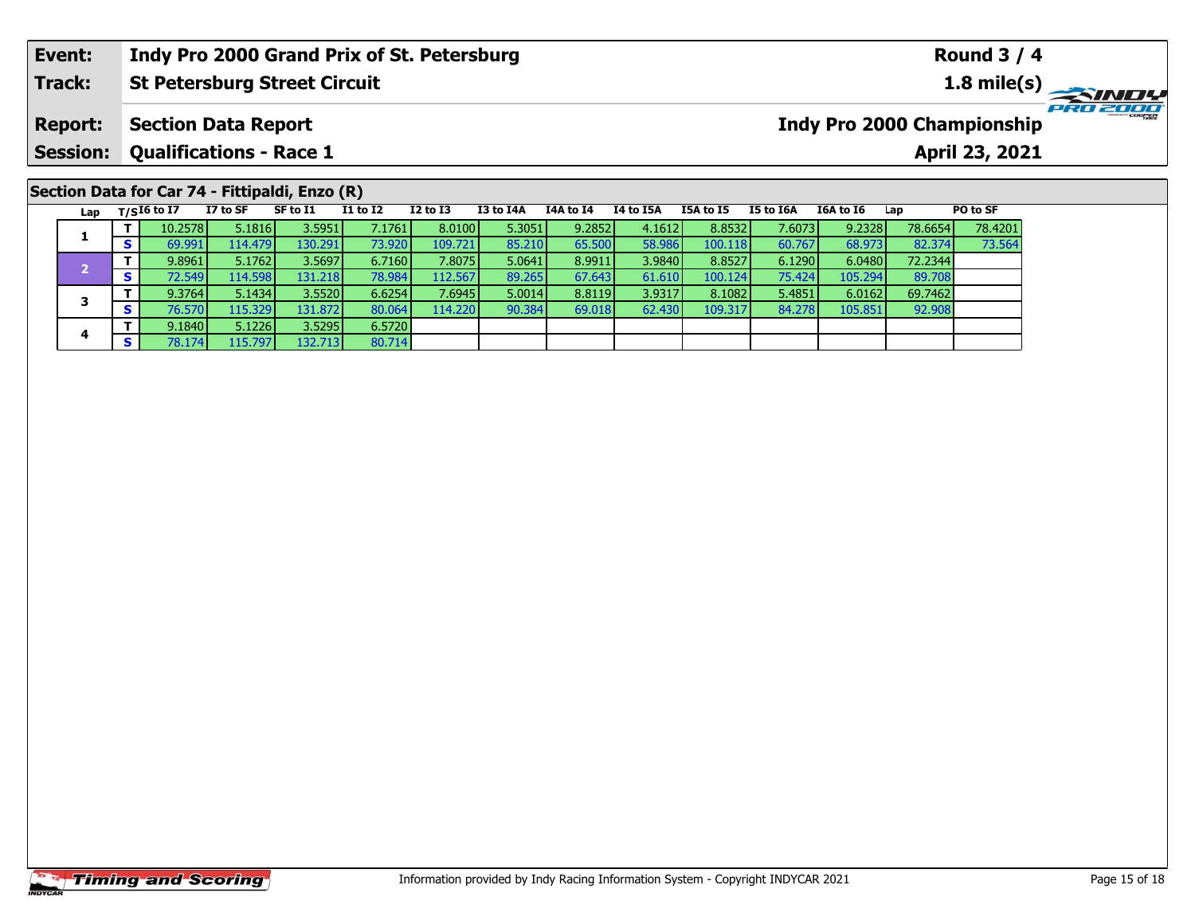| Event: | Indy Pro 2000 Grand Prix of St. Petersburg | Round 3 / 4 |
|---|---|---|
| Track: | St Petersburg Street Circuit | 1.8 mile(s) |
| Report: | Section Data Report | Indy Pro 2000 Championship |
| Session: | Qualifications - Race 1 | April 23, 2021 |

## Section Data for Car 74 - Fittipaldi, Enzo (R)

| Lap | T/S | I6 to I7 | I7 to SF | SF to I1 | I1 to I2 | I2 to I3 | I3 to I4A | I4A to I4 | I4 to I5A | I5A to I5 | I5 to I6A | I6A to I6 | Lap | PO to SF |
|---|---|---|---|---|---|---|---|---|---|---|---|---|---|---|
| 1 | T | 10.2578 | 5.1816 | 3.5951 | 7.1761 | 8.0100 | 5.3051 | 9.2852 | 4.1612 | 8.8532 | 7.6073 | 9.2328 | 78.6654 | 78.4201 |
| | S | 69.991 | 114.479 | 130.291 | 73.920 | 109.721 | 85.210 | 65.500 | 58.986 | 100.118 | 60.767 | 68.973 | 82.374 | 73.564 |
| 2 | T | 9.8961 | 5.1762 | 3.5697 | 6.7160 | 7.8075 | 5.0641 | 8.9911 | 3.9840 | 8.8527 | 6.1290 | 6.0480 | 72.2344 | |
| | S | 72.549 | 114.598 | 131.218 | 78.984 | 112.567 | 89.265 | 67.643 | 61.610 | 100.124 | 75.424 | 105.294 | 89.708 | |
| 3 | T | 9.3764 | 5.1434 | 3.5520 | 6.6254 | 7.6945 | 5.0014 | 8.8119 | 3.9317 | 8.1082 | 5.4851 | 6.0162 | 69.7462 | |
| | S | 76.570 | 115.329 | 131.872 | 80.064 | 114.220 | 90.384 | 69.018 | 62.430 | 109.317 | 84.278 | 105.851 | 92.908 | |
| 4 | T | 9.1840 | 5.1226 | 3.5295 | 6.5720 | | | | | | | | | |
| | S | 78.174 | 115.797 | 132.713 | 80.714 | | | | | | | | | |

Information provided by Indy Racing Information System - Copyright INDYCAR 2021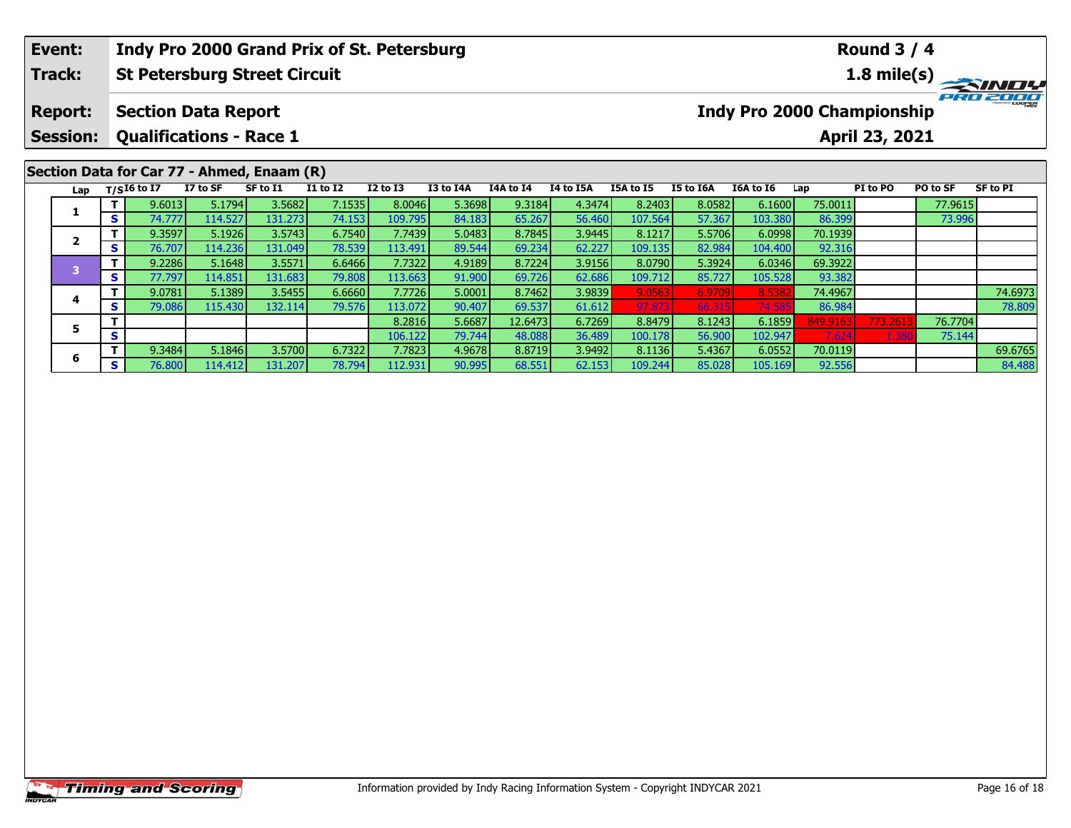| **Event:** | **Indy Pro 2000 Grand Prix of St. Petersburg** | **Round 3 / 4** |
|---|---|---|
| **Track:** | **St Petersburg Street Circuit** | **1.8 mile(s)** |
| **Report:** | **Section Data Report** | **Indy Pro 2000 Championship** |
| **Session:** | **Qualifications - Race 1** | **April 23, 2021** |

## Section Data for Car 77 - Ahmed, Enaam (R)

| Lap | T/S | I6 to I7 | I7 to SF | SF to I1 | I1 to I2 | I2 to I3 | I3 to I4A | I4A to I4 | I4 to I5A | I5A to I5 | I5 to I6A | I6A to I6 | Lap | PI to PO | PO to SF | SF to PI |
|---|---|---|---|---|---|---|---|---|---|---|---|---|---|---|---|---|
| 1 | T | 9.6013 | 5.1794 | 3.5682 | 7.1535 | 8.0046 | 5.3698 | 9.3184 | 4.3474 | 8.2403 | 8.0582 | 6.1600 | 75.0011 | | 77.9615 | |
| | S | 74.777 | 114.527 | 131.273 | 74.153 | 109.795 | 84.183 | 65.267 | 56.460 | 107.564 | 57.367 | 103.380 | 86.399 | | 73.996 | |
| 2 | T | 9.3597 | 5.1926 | 3.5743 | 6.7540 | 7.7439 | 5.0483 | 8.7845 | 3.9445 | 8.1217 | 5.5706 | 6.0998 | 70.1939 | | | |
| | S | 76.707 | 114.236 | 131.049 | 78.539 | 113.491 | 89.544 | 69.234 | 62.227 | 109.135 | 82.984 | 104.400 | 92.316 | | | |
| 3 | T | 9.2286 | 5.1648 | 3.5571 | 6.6466 | 7.7322 | 4.9189 | 8.7224 | 3.9156 | 8.0790 | 5.3924 | 6.0346 | 69.3922 | | | |
| | S | 77.797 | 114.851 | 131.683 | 79.808 | 113.663 | 91.900 | 69.726 | 62.686 | 109.712 | 85.727 | 105.528 | 93.382 | | | |
| 4 | T | 9.0781 | 5.1389 | 3.5455 | 6.6660 | 7.7726 | 5.0001 | 8.7462 | 3.9839 | 9.0563 | 6.9709 | 8.5382 | 74.4967 | | | 74.6973 |
| | S | 79.086 | 115.430 | 132.114 | 79.576 | 113.072 | 90.407 | 69.537 | 61.612 | 97.873 | 66.315 | 74.585 | 86.984 | | | 78.809 |
| 5 | T | | | | | 8.2816 | 5.6687 | 12.6473 | 6.7269 | 8.8479 | 8.1243 | 6.1859 | 849.9163 | 773.2613 | 76.7704 | |
| | S | | | | | 106.122 | 79.744 | 48.088 | 36.489 | 100.178 | 56.900 | 102.947 | 7.624 | 1.380 | 75.144 | |
| 6 | T | 9.3484 | 5.1846 | 3.5700 | 6.7322 | 7.7823 | 4.9678 | 8.8719 | 3.9492 | 8.1136 | 5.4367 | 6.0552 | 70.0119 | | | 69.6765 |
| | S | 76.800 | 114.412 | 131.207 | 78.794 | 112.931 | 90.995 | 68.551 | 62.153 | 109.244 | 85.028 | 105.169 | 92.556 | | | 84.488 |

Information provided by Indy Racing Information System - Copyright INDYCAR 2021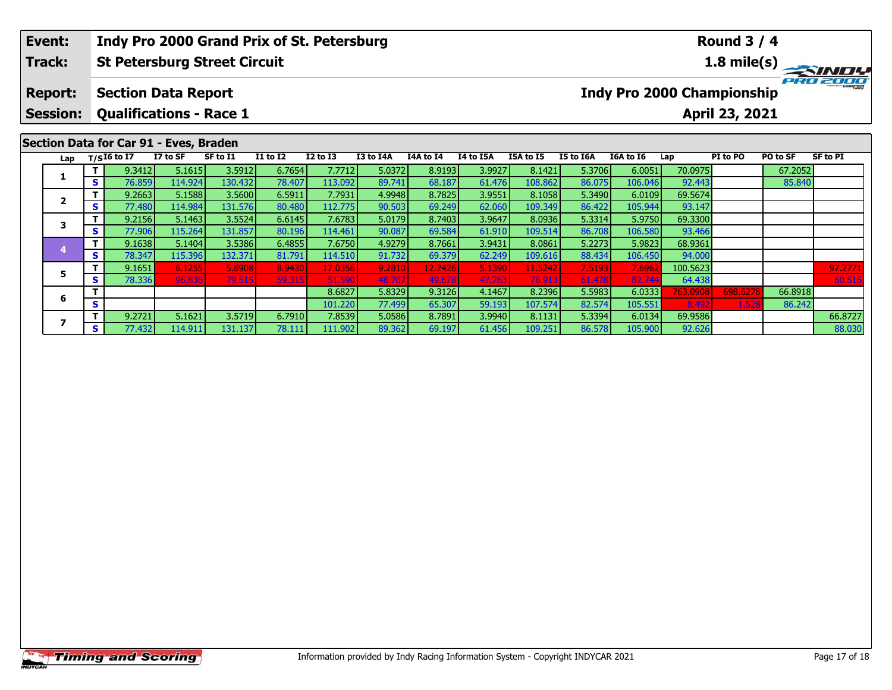| Event: | Indy Pro 2000 Grand Prix of St. Petersburg | Round 3 / 4 |
|---|---|---|
| Track: | St Petersburg Street Circuit | 1.8 mile(s) |
| Report: | Section Data Report | Indy Pro 2000 Championship |
| Session: | Qualifications - Race 1 | April 23, 2021 |

## Section Data for Car 91 - Eves, Braden

| Lap | T/S | I6 to I7 | I7 to SF | SF to I1 | I1 to I2 | I2 to I3 | I3 to I4A | I4A to I4 | I4 to I5A | I5A to I5 | I5 to I6A | I6A to I6 | Lap | PI to PO | PO to SF | SF to PI |
|---|---|---|---|---|---|---|---|---|---|---|---|---|---|---|---|---|
| 1 | T | 9.3412 | 5.1615 | 3.5912 | 6.7654 | 7.7712 | 5.0372 | 8.9193 | 3.9927 | 8.1421 | 5.3706 | 6.0051 | 70.0975 | | 67.2052 | |
| | S | 76.859 | 114.924 | 130.432 | 78.407 | 113.092 | 89.741 | 68.187 | 61.476 | 108.862 | 86.075 | 106.046 | 92.443 | | 85.840 | |
| 2 | T | 9.2663 | 5.1588 | 3.5600 | 6.5911 | 7.7931 | 4.9948 | 8.7825 | 3.9551 | 8.1058 | 5.3490 | 6.0109 | 69.5674 | | | |
| | S | 77.480 | 114.984 | 131.576 | 80.480 | 112.775 | 90.503 | 69.249 | 62.060 | 109.349 | 86.422 | 105.944 | 93.147 | | | |
| 3 | T | 9.2156 | 5.1463 | 3.5524 | 6.6145 | 7.6783 | 5.0179 | 8.7403 | 3.9647 | 8.0936 | 5.3314 | 5.9750 | 69.3300 | | | |
| | S | 77.906 | 115.264 | 131.857 | 80.196 | 114.461 | 90.087 | 69.584 | 61.910 | 109.514 | 86.708 | 106.580 | 93.466 | | | |
| 4 | T | 9.1638 | 5.1404 | 3.5386 | 6.4855 | 7.6750 | 4.9279 | 8.7661 | 3.9431 | 8.0861 | 5.2273 | 5.9823 | 68.9361 | | | |
| | S | 78.347 | 115.396 | 132.371 | 81.791 | 114.510 | 91.732 | 69.379 | 62.249 | 109.616 | 88.434 | 106.450 | 94.000 | | | |
| 5 | T | 9.1651 | 6.1255 | 5.8908 | 8.9430 | 17.0356 | 9.2810 | 12.2426 | 5.1390 | 11.5242 | 7.5193 | 7.6962 | 100.5623 | | | 97.2771 |
| | S | 78.336 | 96.838 | 79.515 | 59.315 | 51.590 | 48.707 | 49.678 | 47.763 | 76.913 | 61.478 | 82.744 | 64.438 | | | 60.516 |
| 6 | T | | | | | 8.6827 | 5.8329 | 9.3126 | 4.1467 | 8.2396 | 5.5983 | 6.0333 | 763.0908 | 698.6278 | 66.8918 | |
| | S | | | | | 101.220 | 77.499 | 65.307 | 59.193 | 107.574 | 82.574 | 105.551 | 8.492 | 1.528 | 86.242 | |
| 7 | T | 9.2721 | 5.1621 | 3.5719 | 6.7910 | 7.8539 | 5.0586 | 8.7891 | 3.9940 | 8.1131 | 5.3394 | 6.0134 | 69.9586 | | | 66.8727 |
| | S | 77.432 | 114.911 | 131.137 | 78.111 | 111.902 | 89.362 | 69.197 | 61.456 | 109.251 | 86.578 | 105.900 | 92.626 | | | 88.030 |

Information provided by Indy Racing Information System - Copyright INDYCAR 2021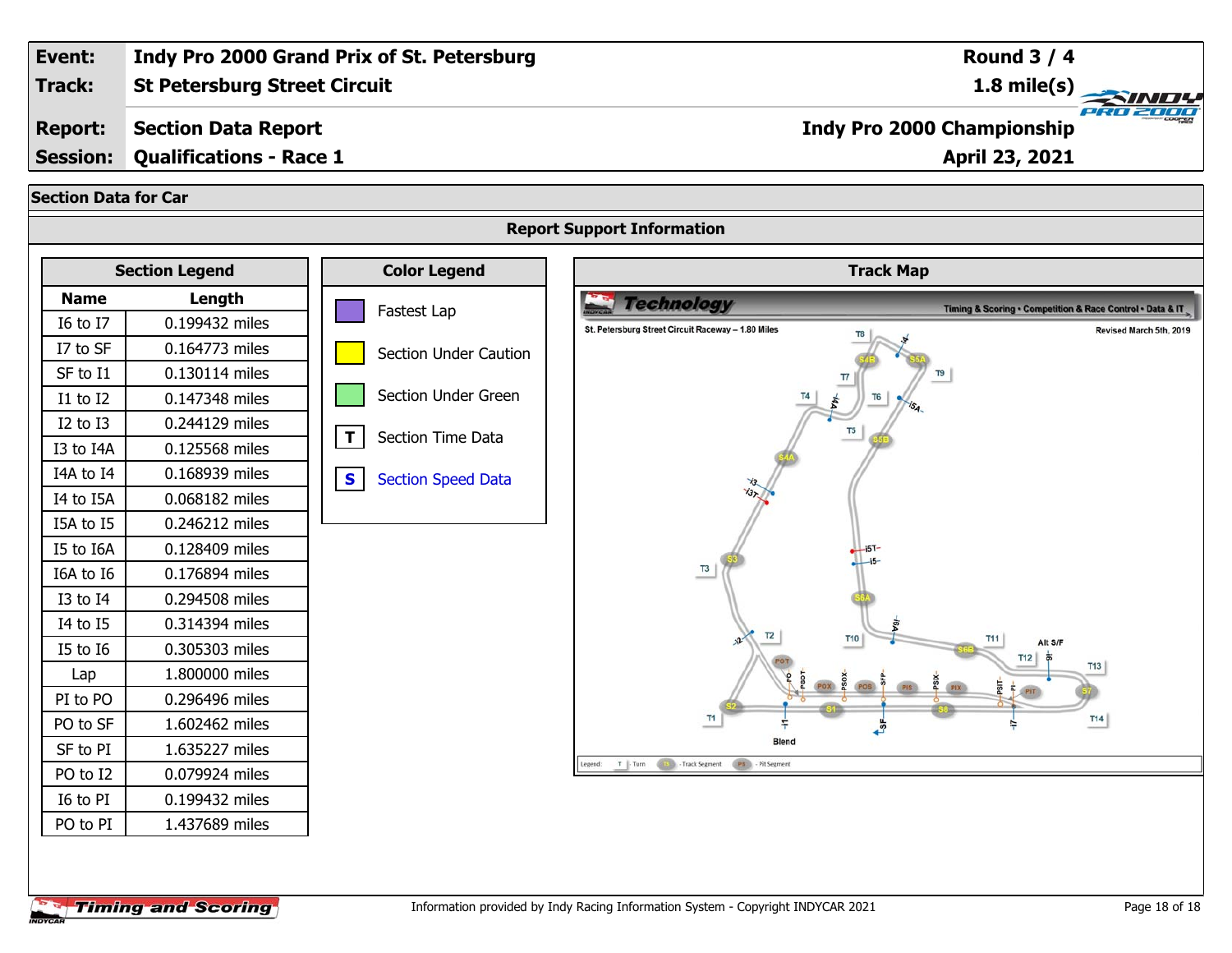| | | | |
|---|---|---|---|
| **Event:** | **Indy Pro 2000 Grand Prix of St. Petersburg** | **Round 3 / 4** | |
| **Track:** | **St Petersburg Street Circuit** | **1.8 mile(s)** | |
| **Report:** | **Section Data Report** | **Indy Pro 2000 Championship** | |
| **Session:** | **Qualifications - Race 1** | **April 23, 2021** | |

## Section Data for Car

### Report Support Information

**Section Legend**

| Name | Length |
|---|---|
| I6 to I7 | 0.199432 miles |
| I7 to SF | 0.164773 miles |
| SF to I1 | 0.130114 miles |
| I1 to I2 | 0.147348 miles |
| I2 to I3 | 0.244129 miles |
| I3 to I4A | 0.125568 miles |
| I4A to I4 | 0.168939 miles |
| I4 to I5A | 0.068182 miles |
| I5A to I5 | 0.246212 miles |
| I5 to I6A | 0.128409 miles |
| I6A to I6 | 0.176894 miles |
| I3 to I4 | 0.294508 miles |
| I4 to I5 | 0.314394 miles |
| I5 to I6 | 0.305303 miles |
| Lap | 1.800000 miles |
| PI to PO | 0.296496 miles |
| PO to SF | 1.602462 miles |
| SF to PI | 1.635227 miles |
| PO to I2 | 0.079924 miles |
| I6 to PI | 0.199432 miles |
| PO to PI | 1.437689 miles |

**Color Legend**

- Fastest Lap
- Section Under Caution
- Section Under Green
- T Section Time Data
- S Section Speed Data

**Track Map**

Technology

Timing & Scoring • Competition & Race Control • Data & IT

St. Petersburg Street Circuit Raceway – 1.80 Miles

Revised March 5th, 2019

T1 T2 T3 T4 T5 T6 T7 T8 T9 T10 T11 T12 T13 T14

S1 S2 S3 S4A S4B S5A S5B S6A S6B S7 S8

POT POX POS PIS PIX PIT

I1 I2 I3 I3T I4 I4A I5 I5T I5A I6 I6A I7 SF SFP PO PSOT PSOX PSIX PSIT PI

Alt S/F

Blend

Legend: T - Turn, T1 - Track Segment, PS - Pit Segment

Information provided by Indy Racing Information System - Copyright INDYCAR 2021